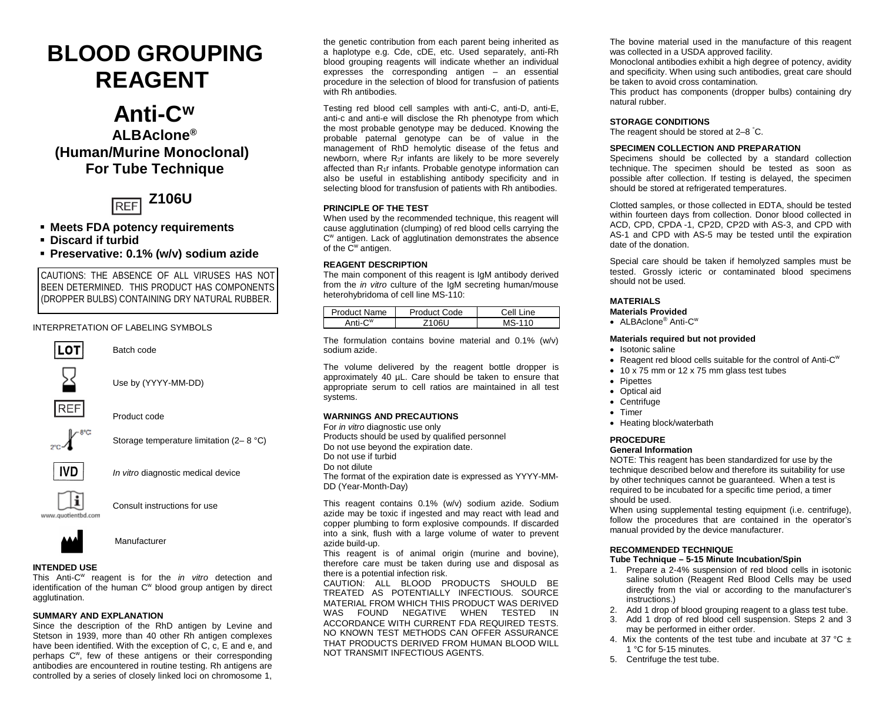# BLOOD GROUPING REAGENT

# Anti-$C^w$

## ALBAclone®
## (Human/Murine Monoclonal)
## For Tube Technique

REF **Z106U**

- **Meets FDA potency requirements**
- **Discard if turbid**
- **Preservative: 0.1% (w/v) sodium azide**

CAUTIONS: THE ABSENCE OF ALL VIRUSES HAS NOT BEEN DETERMINED. THIS PRODUCT HAS COMPONENTS (DROPPER BULBS) CONTAINING DRY NATURAL RUBBER.

INTERPRETATION OF LABELING SYMBOLS

| | |
|---|---|
| LOT | Batch code |
| (hourglass) | Use by (YYYY-MM-DD) |
| REF | Product code |
| 2°C–8°C | Storage temperature limitation (2– 8 °C) |
| IVD | *In vitro* diagnostic medical device |
| www.quotientbd.com | Consult instructions for use |
| (factory) | Manufacturer |

### INTENDED USE

This Anti-$C^w$ reagent is for the *in vitro* detection and identification of the human $C^w$ blood group antigen by direct agglutination.

### SUMMARY AND EXPLANATION

Since the description of the RhD antigen by Levine and Stetson in 1939, more than 40 other Rh antigen complexes have been identified. With the exception of C, c, E and e, and perhaps $C^w$, few of these antigens or their corresponding antibodies are encountered in routine testing. Rh antigens are controlled by a series of closely linked loci on chromosome 1, the genetic contribution from each parent being inherited as a haplotype e.g. Cde, cDE, etc. Used separately, anti-Rh blood grouping reagents will indicate whether an individual expresses the corresponding antigen – an essential procedure in the selection of blood for transfusion of patients with Rh antibodies.

Testing red blood cell samples with anti-C, anti-D, anti-E, anti-c and anti-e will disclose the Rh phenotype from which the most probable genotype may be deduced. Knowing the probable paternal genotype can be of value in the management of RhD hemolytic disease of the fetus and newborn, where $R_2r$ infants are likely to be more severely affected than $R_1r$ infants. Probable genotype information can also be useful in establishing antibody specificity and in selecting blood for transfusion of patients with Rh antibodies.

### PRINCIPLE OF THE TEST

When used by the recommended technique, this reagent will cause agglutination (clumping) of red blood cells carrying the $C^w$ antigen. Lack of agglutination demonstrates the absence of the $C^w$ antigen.

### REAGENT DESCRIPTION

The main component of this reagent is IgM antibody derived from the *in vitro* culture of the IgM secreting human/mouse heterohybridoma of cell line MS-110:

| Product Name | Product Code | Cell Line |
|---|---|---|
| Anti-$C^w$ | Z106U | MS-110 |

The formulation contains bovine material and 0.1% (w/v) sodium azide.

The volume delivered by the reagent bottle dropper is approximately 40 µL. Care should be taken to ensure that appropriate serum to cell ratios are maintained in all test systems.

### WARNINGS AND PRECAUTIONS

For *in vitro* diagnostic use only
Products should be used by qualified personnel
Do not use beyond the expiration date.
Do not use if turbid
Do not dilute
The format of the expiration date is expressed as YYYY-MM-DD (Year-Month-Day)

This reagent contains 0.1% (w/v) sodium azide. Sodium azide may be toxic if ingested and may react with lead and copper plumbing to form explosive compounds. If discarded into a sink, flush with a large volume of water to prevent azide build-up.
This reagent is of animal origin (murine and bovine), therefore care must be taken during use and disposal as there is a potential infection risk.
CAUTION: ALL BLOOD PRODUCTS SHOULD BE TREATED AS POTENTIALLY INFECTIOUS. SOURCE MATERIAL FROM WHICH THIS PRODUCT WAS DERIVED WAS FOUND NEGATIVE WHEN TESTED IN ACCORDANCE WITH CURRENT FDA REQUIRED TESTS. NO KNOWN TEST METHODS CAN OFFER ASSURANCE THAT PRODUCTS DERIVED FROM HUMAN BLOOD WILL NOT TRANSMIT INFECTIOUS AGENTS.

The bovine material used in the manufacture of this reagent was collected in a USDA approved facility.
Monoclonal antibodies exhibit a high degree of potency, avidity and specificity. When using such antibodies, great care should be taken to avoid cross contamination.
This product has components (dropper bulbs) containing dry natural rubber.

### STORAGE CONDITIONS

The reagent should be stored at 2–8 °C.

### SPECIMEN COLLECTION AND PREPARATION

Specimens should be collected by a standard collection technique. The specimen should be tested as soon as possible after collection. If testing is delayed, the specimen should be stored at refrigerated temperatures.

Clotted samples, or those collected in EDTA, should be tested within fourteen days from collection. Donor blood collected in ACD, CPD, CPDA -1, CP2D, CP2D with AS-3, and CPD with AS-1 and CPD with AS-5 may be tested until the expiration date of the donation.

Special care should be taken if hemolyzed samples must be tested. Grossly icteric or contaminated blood specimens should not be used.

### MATERIALS

**Materials Provided**

- ALBAclone® Anti-$C^w$

**Materials required but not provided**

- Isotonic saline
- Reagent red blood cells suitable for the control of Anti-$C^w$
- 10 x 75 mm or 12 x 75 mm glass test tubes
- Pipettes
- Optical aid
- Centrifuge
- Timer
- Heating block/waterbath

### PROCEDURE

**General Information**

NOTE: This reagent has been standardized for use by the technique described below and therefore its suitability for use by other techniques cannot be guaranteed. When a test is required to be incubated for a specific time period, a timer should be used.
When using supplemental testing equipment (i.e. centrifuge), follow the procedures that are contained in the operator's manual provided by the device manufacturer.

### RECOMMENDED TECHNIQUE

**Tube Technique – 5-15 Minute Incubation/Spin**

1. Prepare a 2-4% suspension of red blood cells in isotonic saline solution (Reagent Red Blood Cells may be used directly from the vial or according to the manufacturer's instructions.)
2. Add 1 drop of blood grouping reagent to a glass test tube.
3. Add 1 drop of red blood cell suspension. Steps 2 and 3 may be performed in either order.
4. Mix the contents of the test tube and incubate at 37 °C ± 1 °C for 5-15 minutes.
5. Centrifuge the test tube.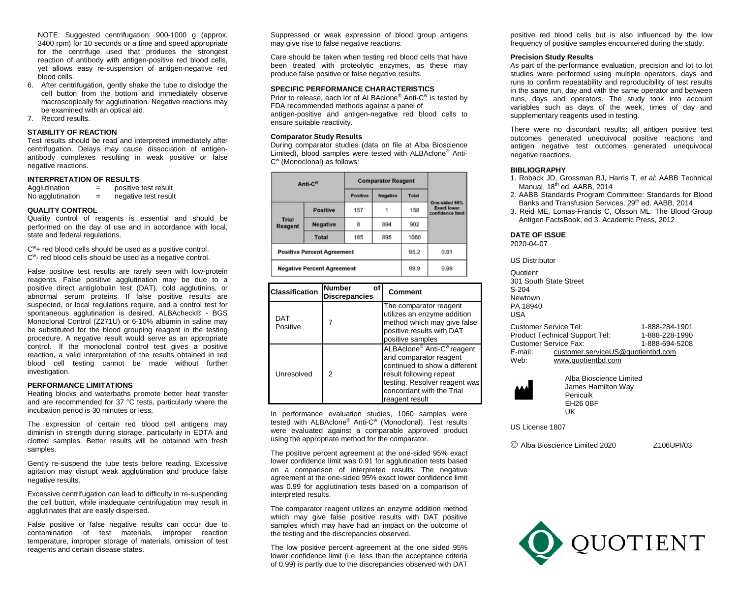NOTE: Suggested centrifugation: 900-1000 g (approx. 3400 rpm) for 10 seconds or a time and speed appropriate for the centrifuge used that produces the strongest reaction of antibody with antigen-positive red blood cells, yet allows easy re-suspension of antigen-negative red blood cells.

6. After centrifugation, gently shake the tube to dislodge the cell button from the bottom and immediately observe macroscopically for agglutination. Negative reactions may be examined with an optical aid.
7. Record results.

### STABILITY OF REACTION

Test results should be read and interpreted immediately after centrifugation. Delays may cause dissociation of antigen-antibody complexes resulting in weak positive or false negative reactions.

### INTERPRETATION OF RESULTS

| | | |
|---|---|---|
| Agglutination | = | positive test result |
| No agglutination | = | negative test result |

### QUALITY CONTROL

Quality control of reagents is essential and should be performed on the day of use and in accordance with local, state and federal regulations.

$C^w$+ red blood cells should be used as a positive control.
$C^w$- red blood cells should be used as a negative control.

False positive test results are rarely seen with low-protein reagents. False positive agglutination may be due to a positive direct antiglobulin test (DAT), cold agglutinins, or abnormal serum proteins. If false positive results are suspected, or local regulations require, and a control test for spontaneous agglutination is desired, ALBAcheck® - BGS Monoclonal Control (Z271U) or 6-10% albumin in saline may be substituted for the blood grouping reagent in the testing procedure. A negative result would serve as an appropriate control. If the monoclonal control test gives a positive reaction, a valid interpretation of the results obtained in red blood cell testing cannot be made without further investigation.

### PERFORMANCE LIMITATIONS

Heating blocks and waterbaths promote better heat transfer and are recommended for 37 °C tests, particularly where the incubation period is 30 minutes or less.

The expression of certain red blood cell antigens may diminish in strength during storage, particularly in EDTA and clotted samples. Better results will be obtained with fresh samples.

Gently re-suspend the tube tests before reading. Excessive agitation may disrupt weak agglutination and produce false negative results.

Excessive centrifugation can lead to difficulty in re-suspending the cell button, while inadequate centrifugation may result in agglutinates that are easily dispersed.

False positive or false negative results can occur due to contamination of test materials, improper reaction temperature, improper storage of materials, omission of test reagents and certain disease states.

Suppressed or weak expression of blood group antigens may give rise to false negative reactions.

Care should be taken when testing red blood cells that have been treated with proteolytic enzymes, as these may produce false positive or false negative results.

### SPECIFIC PERFORMANCE CHARACTERISTICS

Prior to release, each lot of ALBAclone® Anti-$C^w$ is tested by FDA recommended methods against a panel of antigen-positive and antigen-negative red blood cells to ensure suitable reactivity.

#### Comparator Study Results

During comparator studies (data on file at Alba Bioscience Limited), blood samples were tested with ALBAclone® Anti-$C^w$ (Monoclonal) as follows:

| Anti-$C^w$ | | Comparator Reagent | | | One-sided 95% Exact lower confidence limit |
|---|---|---|---|---|---|
| | | Positive | Negative | Total | |
| Trial Reagent | Positive | 157 | 1 | 158 | |
| | Negative | 8 | 894 | 902 | |
| | Total | 165 | 895 | 1060 | |
| Positive Percent Agreement | | | | 95.2 | 0.91 |
| Negative Percent Agreement | | | | 99.9 | 0.99 |

| Classification | Number of Discrepancies | Comment |
|---|---|---|
| DAT Positive | 7 | The comparator reagent utilizes an enzyme addition method which may give false positive results with DAT positive samples |
| Unresolved | 2 | ALBAclone® Anti-$C^w$ reagent and comparator reagent continued to show a different result following repeat testing. Resolver reagent was concordant with the Trial reagent result |

In performance evaluation studies, 1060 samples were tested with ALBAclone® Anti-$C^w$ (Monoclonal). Test results were evaluated against a comparable approved product using the appropriate method for the comparator.

The positive percent agreement at the one-sided 95% exact lower confidence limit was 0.91 for agglutination tests based on a comparison of interpreted results. The negative agreement at the one-sided 95% exact lower confidence limit was 0.99 for agglutination tests based on a comparison of interpreted results.

The comparator reagent utilizes an enzyme addition method which may give false positive results with DAT positive samples which may have had an impact on the outcome of the testing and the discrepancies observed.

The low positive percent agreement at the one sided 95% lower confidence limit (i.e. less than the acceptance criteria of 0.99) is partly due to the discrepancies observed with DAT positive red blood cells but is also influenced by the low frequency of positive samples encountered during the study.

#### Precision Study Results

As part of the performance evaluation, precision and lot to lot studies were performed using multiple operators, days and runs to confirm repeatability and reproducibility of test results in the same run, day and with the same operator and between runs, days and operators. The study took into account variables such as days of the week, times of day and supplementary reagents used in testing.

There were no discordant results; all antigen positive test outcomes generated unequivocal positive reactions and antigen negative test outcomes generated unequivocal negative reactions.

### BIBLIOGRAPHY

1. Roback JD, Grossman BJ, Harris T, *et al*: AABB Technical Manual, 18th ed. AABB, 2014
2. AABB Standards Program Committee: Standards for Blood Banks and Transfusion Services, 29th ed. AABB, 2014
3. Reid ME, Lomas-Francis C, Olsson ML: The Blood Group Antigen FactsBook, ed 3. Academic Press, 2012

### DATE OF ISSUE

2020-04-07

US Distributor

Quotient
301 South State Street
S-204
Newtown
PA 18940
USA

| | |
|---|---|
| Customer Service Tel: | 1-888-284-1901 |
| Product Technical Support Tel: | 1-888-228-1990 |
| Customer Service Fax: | 1-888-694-5208 |
| E-mail: | customer.serviceUS@quotientbd.com |
| Web: | www.quotientbd.com |

Alba Bioscience Limited
James Hamilton Way
Penicuik
EH26 0BF
UK

US License 1807

© Alba Bioscience Limited 2020 Z106UPI/03

QUOTIENT